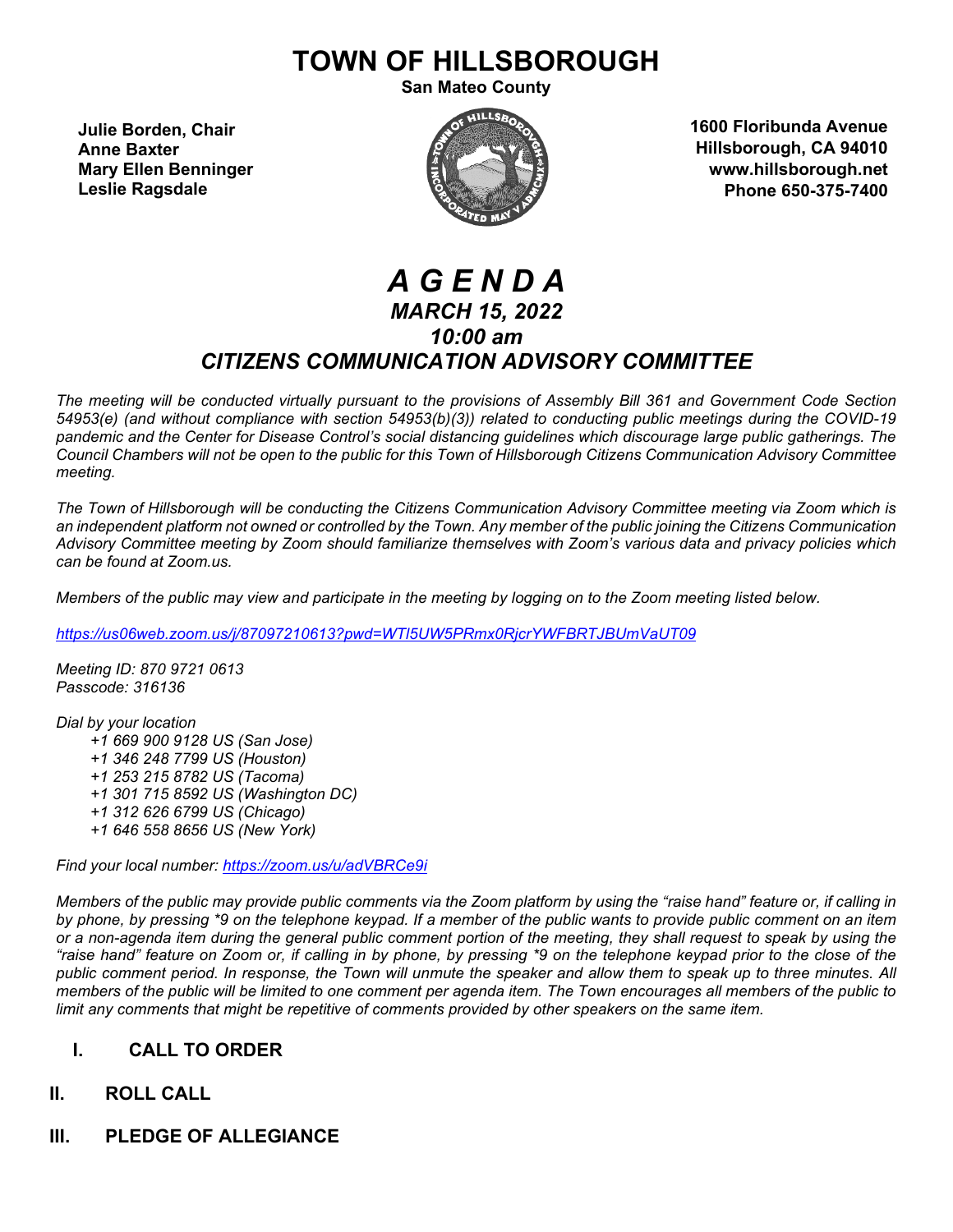# TOWN OF HILLSBOROUGH

**San Mateo County**

**Julie Borden, Chair**
**Anne Baxter**
**Mary Ellen Benninger**
**Leslie Ragsdale**

**1600 Floribunda Avenue**
**Hillsborough, CA 94010**
**www.hillsborough.net**
**Phone 650-375-7400**

# *A G E N D A*

## *MARCH 15, 2022*

## *10:00 am*

## *CITIZENS COMMUNICATION ADVISORY COMMITTEE*

*The meeting will be conducted virtually pursuant to the provisions of Assembly Bill 361 and Government Code Section 54953(e) (and without compliance with section 54953(b)(3)) related to conducting public meetings during the COVID-19 pandemic and the Center for Disease Control's social distancing guidelines which discourage large public gatherings. The Council Chambers will not be open to the public for this Town of Hillsborough Citizens Communication Advisory Committee meeting.*

*The Town of Hillsborough will be conducting the Citizens Communication Advisory Committee meeting via Zoom which is an independent platform not owned or controlled by the Town. Any member of the public joining the Citizens Communication Advisory Committee meeting by Zoom should familiarize themselves with Zoom's various data and privacy policies which can be found at Zoom.us.*

*Members of the public may view and participate in the meeting by logging on to the Zoom meeting listed below.*

*https://us06web.zoom.us/j/87097210613?pwd=WTl5UW5PRmx0RjcrYWFBRTJBUmVaUT09*

*Meeting ID: 870 9721 0613*
*Passcode: 316136*

*Dial by your location*

*+1 669 900 9128 US (San Jose)*
*+1 346 248 7799 US (Houston)*
*+1 253 215 8782 US (Tacoma)*
*+1 301 715 8592 US (Washington DC)*
*+1 312 626 6799 US (Chicago)*
*+1 646 558 8656 US (New York)*

*Find your local number: https://zoom.us/u/adVBRCe9i*

*Members of the public may provide public comments via the Zoom platform by using the "raise hand" feature or, if calling in by phone, by pressing \*9 on the telephone keypad. If a member of the public wants to provide public comment on an item or a non-agenda item during the general public comment portion of the meeting, they shall request to speak by using the "raise hand" feature on Zoom or, if calling in by phone, by pressing \*9 on the telephone keypad prior to the close of the public comment period. In response, the Town will unmute the speaker and allow them to speak up to three minutes. All members of the public will be limited to one comment per agenda item. The Town encourages all members of the public to limit any comments that might be repetitive of comments provided by other speakers on the same item.*

## I. CALL TO ORDER

## II. ROLL CALL

## III. PLEDGE OF ALLEGIANCE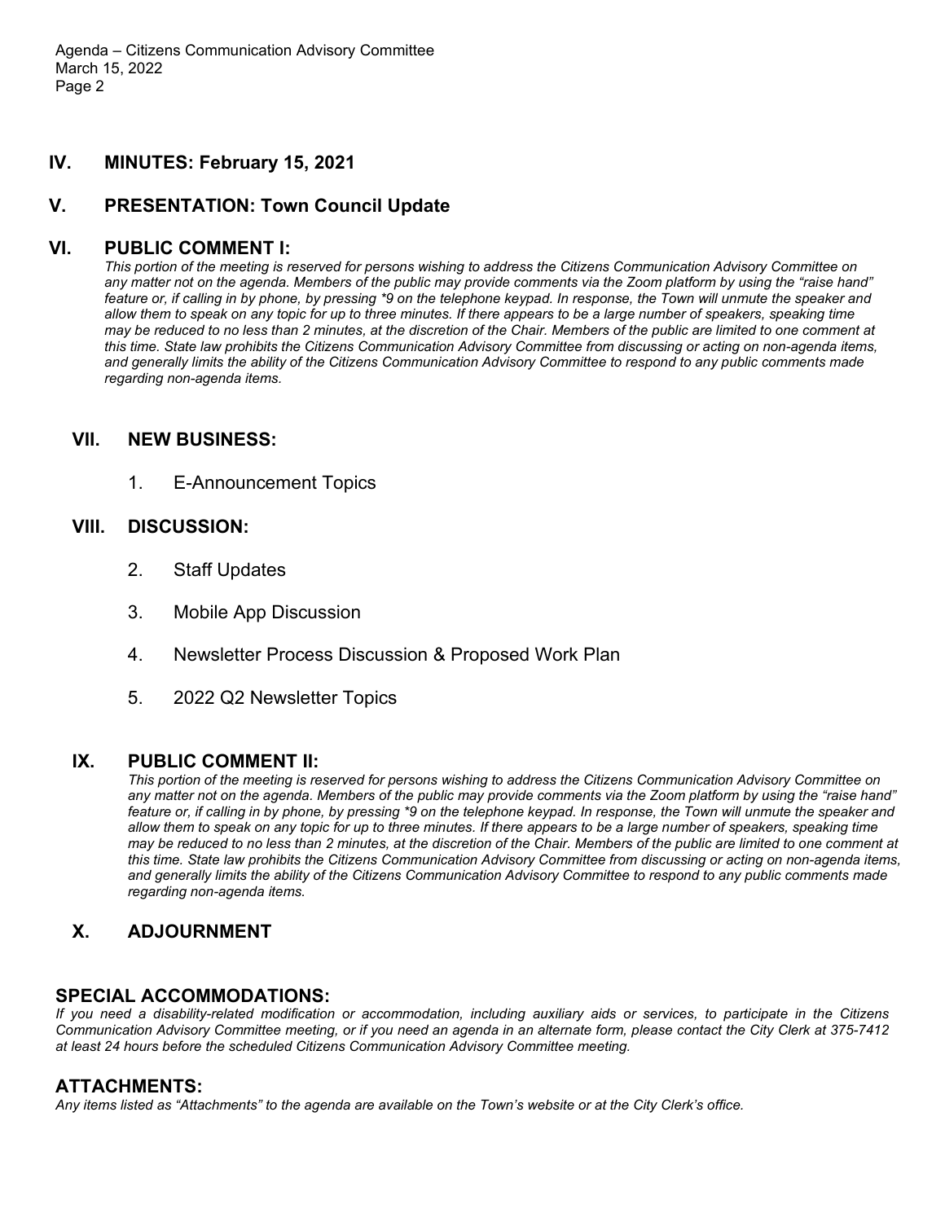## IV. MINUTES: February 15, 2021

## V. PRESENTATION: Town Council Update

## VI. PUBLIC COMMENT I:

*This portion of the meeting is reserved for persons wishing to address the Citizens Communication Advisory Committee on any matter not on the agenda. Members of the public may provide comments via the Zoom platform by using the "raise hand" feature or, if calling in by phone, by pressing *9 on the telephone keypad. In response, the Town will unmute the speaker and allow them to speak on any topic for up to three minutes. If there appears to be a large number of speakers, speaking time may be reduced to no less than 2 minutes, at the discretion of the Chair. Members of the public are limited to one comment at this time. State law prohibits the Citizens Communication Advisory Committee from discussing or acting on non-agenda items, and generally limits the ability of the Citizens Communication Advisory Committee to respond to any public comments made regarding non-agenda items.*

## VII. NEW BUSINESS:

1. E-Announcement Topics

## VIII. DISCUSSION:

2. Staff Updates
3. Mobile App Discussion
4. Newsletter Process Discussion & Proposed Work Plan
5. 2022 Q2 Newsletter Topics

## IX. PUBLIC COMMENT II:

*This portion of the meeting is reserved for persons wishing to address the Citizens Communication Advisory Committee on any matter not on the agenda. Members of the public may provide comments via the Zoom platform by using the "raise hand" feature or, if calling in by phone, by pressing *9 on the telephone keypad. In response, the Town will unmute the speaker and allow them to speak on any topic for up to three minutes. If there appears to be a large number of speakers, speaking time may be reduced to no less than 2 minutes, at the discretion of the Chair. Members of the public are limited to one comment at this time. State law prohibits the Citizens Communication Advisory Committee from discussing or acting on non-agenda items, and generally limits the ability of the Citizens Communication Advisory Committee to respond to any public comments made regarding non-agenda items.*

## X. ADJOURNMENT

## SPECIAL ACCOMMODATIONS:

*If you need a disability-related modification or accommodation, including auxiliary aids or services, to participate in the Citizens Communication Advisory Committee meeting, or if you need an agenda in an alternate form, please contact the City Clerk at 375-7412 at least 24 hours before the scheduled Citizens Communication Advisory Committee meeting.*

## ATTACHMENTS:

*Any items listed as "Attachments" to the agenda are available on the Town's website or at the City Clerk's office.*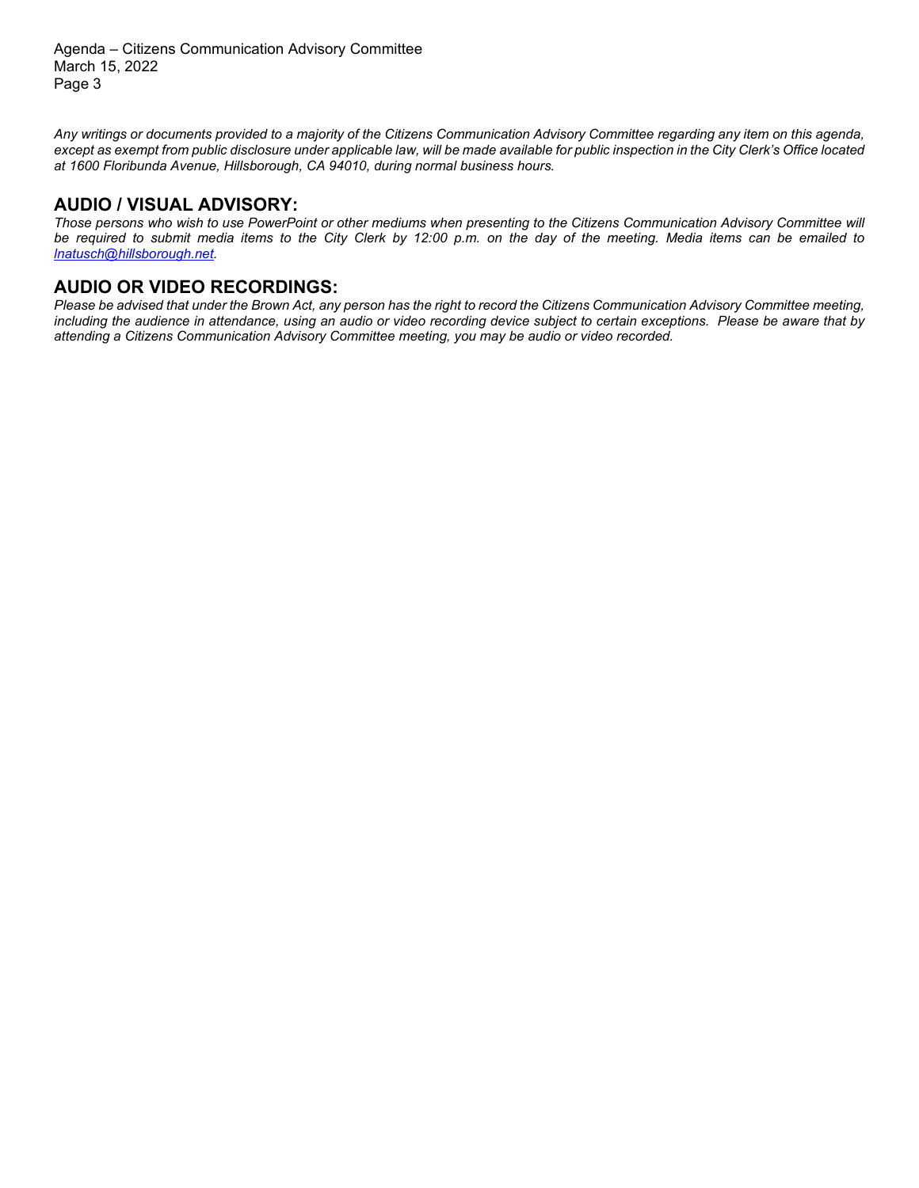*Any writings or documents provided to a majority of the Citizens Communication Advisory Committee regarding any item on this agenda, except as exempt from public disclosure under applicable law, will be made available for public inspection in the City Clerk's Office located at 1600 Floribunda Avenue, Hillsborough, CA 94010, during normal business hours.*

## AUDIO / VISUAL ADVISORY:

*Those persons who wish to use PowerPoint or other mediums when presenting to the Citizens Communication Advisory Committee will be required to submit media items to the City Clerk by 12:00 p.m. on the day of the meeting. Media items can be emailed to lnatusch@hillsborough.net.*

## AUDIO OR VIDEO RECORDINGS:

*Please be advised that under the Brown Act, any person has the right to record the Citizens Communication Advisory Committee meeting, including the audience in attendance, using an audio or video recording device subject to certain exceptions. Please be aware that by attending a Citizens Communication Advisory Committee meeting, you may be audio or video recorded.*